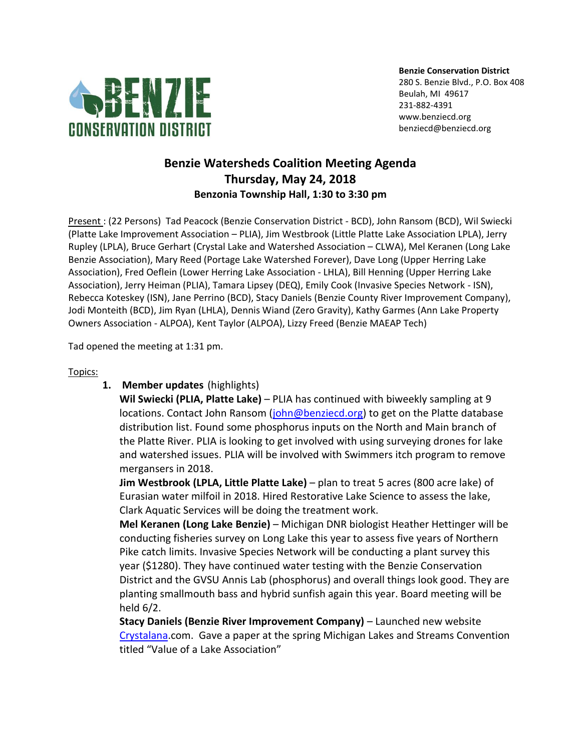**Benzie Conservation District**
280 S. Benzie Blvd., P.O. Box 408
Beulah, MI 49617
231-882-4391
www.benziecd.org
benziecd@benziecd.org

# Benzie Watersheds Coalition Meeting Agenda
## Thursday, May 24, 2018
### Benzonia Township Hall, 1:30 to 3:30 pm

Present : (22 Persons) Tad Peacock (Benzie Conservation District - BCD), John Ransom (BCD), Wil Swiecki (Platte Lake Improvement Association – PLIA), Jim Westbrook (Little Platte Lake Association LPLA), Jerry Rupley (LPLA), Bruce Gerhart (Crystal Lake and Watershed Association – CLWA), Mel Keranen (Long Lake Benzie Association), Mary Reed (Portage Lake Watershed Forever), Dave Long (Upper Herring Lake Association), Fred Oeflein (Lower Herring Lake Association - LHLA), Bill Henning (Upper Herring Lake Association), Jerry Heiman (PLIA), Tamara Lipsey (DEQ), Emily Cook (Invasive Species Network - ISN), Rebecca Koteskey (ISN), Jane Perrino (BCD), Stacy Daniels (Benzie County River Improvement Company), Jodi Monteith (BCD), Jim Ryan (LHLA), Dennis Wiand (Zero Gravity), Kathy Garmes (Ann Lake Property Owners Association - ALPOA), Kent Taylor (ALPOA), Lizzy Freed (Benzie MAEAP Tech)

Tad opened the meeting at 1:31 pm.

Topics:

1. **Member updates** (highlights)

   **Wil Swiecki (PLIA, Platte Lake)** – PLIA has continued with biweekly sampling at 9 locations. Contact John Ransom (john@benziecd.org) to get on the Platte database distribution list. Found some phosphorus inputs on the North and Main branch of the Platte River. PLIA is looking to get involved with using surveying drones for lake and watershed issues. PLIA will be involved with Swimmers itch program to remove mergansers in 2018.

   **Jim Westbrook (LPLA, Little Platte Lake)** – plan to treat 5 acres (800 acre lake) of Eurasian water milfoil in 2018. Hired Restorative Lake Science to assess the lake, Clark Aquatic Services will be doing the treatment work.

   **Mel Keranen (Long Lake Benzie)** – Michigan DNR biologist Heather Hettinger will be conducting fisheries survey on Long Lake this year to assess five years of Northern Pike catch limits. Invasive Species Network will be conducting a plant survey this year ($1280). They have continued water testing with the Benzie Conservation District and the GVSU Annis Lab (phosphorus) and overall things look good. They are planting smallmouth bass and hybrid sunfish again this year. Board meeting will be held 6/2.

   **Stacy Daniels (Benzie River Improvement Company)** – Launched new website Crystalana.com. Gave a paper at the spring Michigan Lakes and Streams Convention titled "Value of a Lake Association"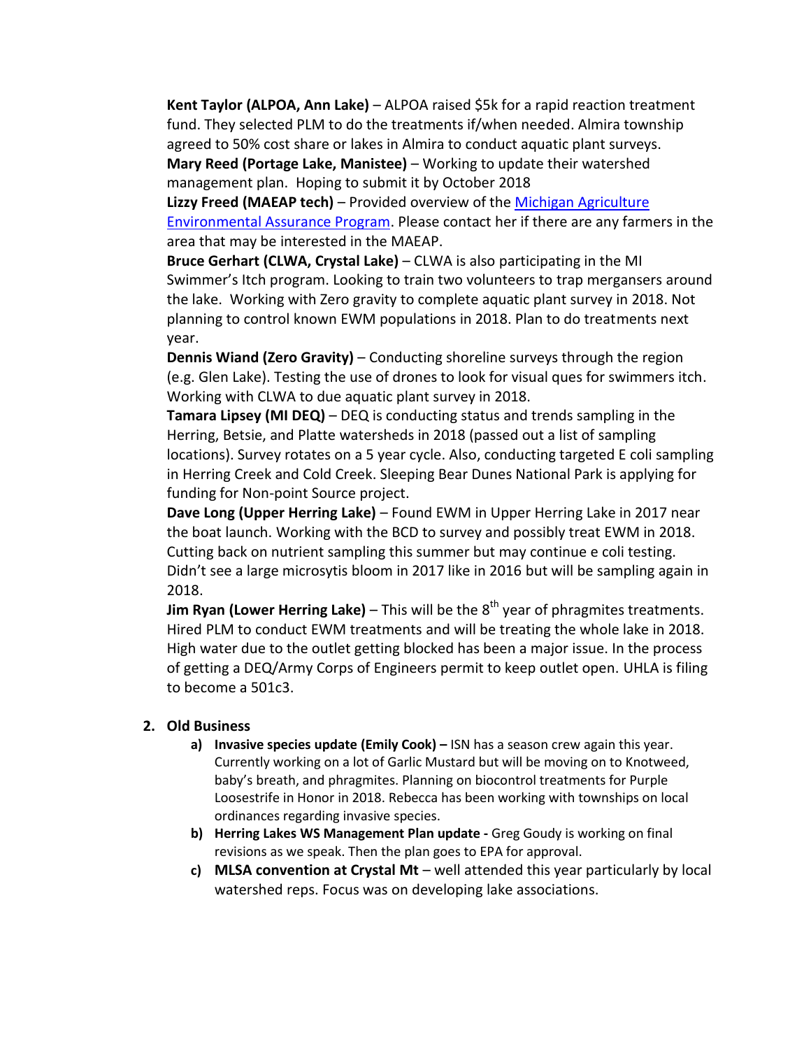**Kent Taylor (ALPOA, Ann Lake)** – ALPOA raised $5k for a rapid reaction treatment fund. They selected PLM to do the treatments if/when needed. Almira township agreed to 50% cost share or lakes in Almira to conduct aquatic plant surveys.

**Mary Reed (Portage Lake, Manistee)** – Working to update their watershed management plan. Hoping to submit it by October 2018

**Lizzy Freed (MAEAP tech)** – Provided overview of the Michigan Agriculture Environmental Assurance Program. Please contact her if there are any farmers in the area that may be interested in the MAEAP.

**Bruce Gerhart (CLWA, Crystal Lake)** – CLWA is also participating in the MI Swimmer's Itch program. Looking to train two volunteers to trap mergansers around the lake. Working with Zero gravity to complete aquatic plant survey in 2018. Not planning to control known EWM populations in 2018. Plan to do treatments next year.

**Dennis Wiand (Zero Gravity)** – Conducting shoreline surveys through the region (e.g. Glen Lake). Testing the use of drones to look for visual ques for swimmers itch. Working with CLWA to due aquatic plant survey in 2018.

**Tamara Lipsey (MI DEQ)** – DEQ is conducting status and trends sampling in the Herring, Betsie, and Platte watersheds in 2018 (passed out a list of sampling locations). Survey rotates on a 5 year cycle. Also, conducting targeted E coli sampling in Herring Creek and Cold Creek. Sleeping Bear Dunes National Park is applying for funding for Non-point Source project.

**Dave Long (Upper Herring Lake)** – Found EWM in Upper Herring Lake in 2017 near the boat launch. Working with the BCD to survey and possibly treat EWM in 2018. Cutting back on nutrient sampling this summer but may continue e coli testing. Didn't see a large microsytis bloom in 2017 like in 2016 but will be sampling again in 2018.

**Jim Ryan (Lower Herring Lake)** – This will be the 8th year of phragmites treatments. Hired PLM to conduct EWM treatments and will be treating the whole lake in 2018. High water due to the outlet getting blocked has been a major issue. In the process of getting a DEQ/Army Corps of Engineers permit to keep outlet open. UHLA is filing to become a 501c3.

2. **Old Business**
   a) **Invasive species update (Emily Cook) –** ISN has a season crew again this year. Currently working on a lot of Garlic Mustard but will be moving on to Knotweed, baby's breath, and phragmites. Planning on biocontrol treatments for Purple Loosestrife in Honor in 2018. Rebecca has been working with townships on local ordinances regarding invasive species.
   b) **Herring Lakes WS Management Plan update -** Greg Goudy is working on final revisions as we speak. Then the plan goes to EPA for approval.
   c) **MLSA convention at Crystal Mt** – well attended this year particularly by local watershed reps. Focus was on developing lake associations.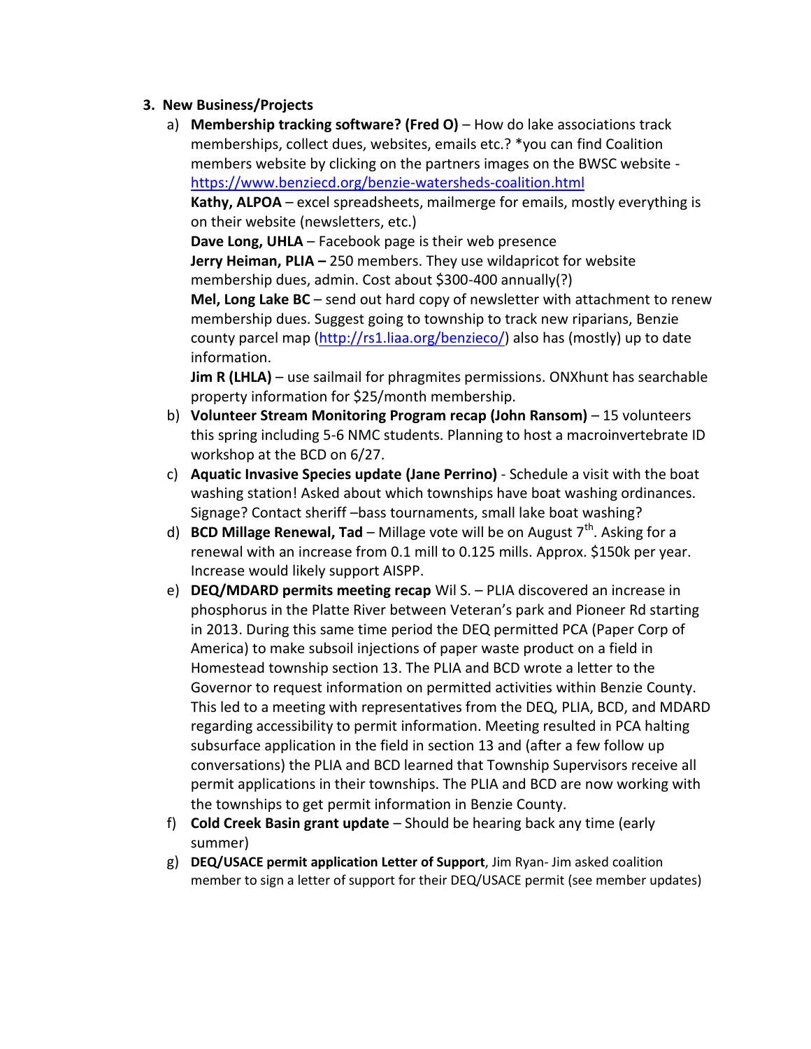3. **New Business/Projects**
   a) **Membership tracking software? (Fred O)** – How do lake associations track memberships, collect dues, websites, emails etc.? *you can find Coalition members website by clicking on the partners images on the BWSC website - https://www.benziecd.org/benzie-watersheds-coalition.html
   **Kathy, ALPOA** – excel spreadsheets, mailmerge for emails, mostly everything is on their website (newsletters, etc.)
   **Dave Long, UHLA** – Facebook page is their web presence
   **Jerry Heiman, PLIA –** 250 members. They use wildapricot for website membership dues, admin. Cost about $300-400 annually(?)
   **Mel, Long Lake BC** – send out hard copy of newsletter with attachment to renew membership dues. Suggest going to township to track new riparians, Benzie county parcel map (http://rs1.liaa.org/benzieco/) also has (mostly) up to date information.
   **Jim R (LHLA)** – use sailmail for phragmites permissions. ONXhunt has searchable property information for $25/month membership.
   b) **Volunteer Stream Monitoring Program recap (John Ransom)** – 15 volunteers this spring including 5-6 NMC students. Planning to host a macroinvertebrate ID workshop at the BCD on 6/27.
   c) **Aquatic Invasive Species update (Jane Perrino)** - Schedule a visit with the boat washing station! Asked about which townships have boat washing ordinances. Signage? Contact sheriff –bass tournaments, small lake boat washing?
   d) **BCD Millage Renewal, Tad** – Millage vote will be on August 7th. Asking for a renewal with an increase from 0.1 mill to 0.125 mills. Approx. $150k per year. Increase would likely support AISPP.
   e) **DEQ/MDARD permits meeting recap** Wil S. – PLIA discovered an increase in phosphorus in the Platte River between Veteran's park and Pioneer Rd starting in 2013. During this same time period the DEQ permitted PCA (Paper Corp of America) to make subsoil injections of paper waste product on a field in Homestead township section 13. The PLIA and BCD wrote a letter to the Governor to request information on permitted activities within Benzie County. This led to a meeting with representatives from the DEQ, PLIA, BCD, and MDARD regarding accessibility to permit information. Meeting resulted in PCA halting subsurface application in the field in section 13 and (after a few follow up conversations) the PLIA and BCD learned that Township Supervisors receive all permit applications in their townships. The PLIA and BCD are now working with the townships to get permit information in Benzie County.
   f) **Cold Creek Basin grant update** – Should be hearing back any time (early summer)
   g) **DEQ/USACE permit application Letter of Support**, Jim Ryan- Jim asked coalition member to sign a letter of support for their DEQ/USACE permit (see member updates)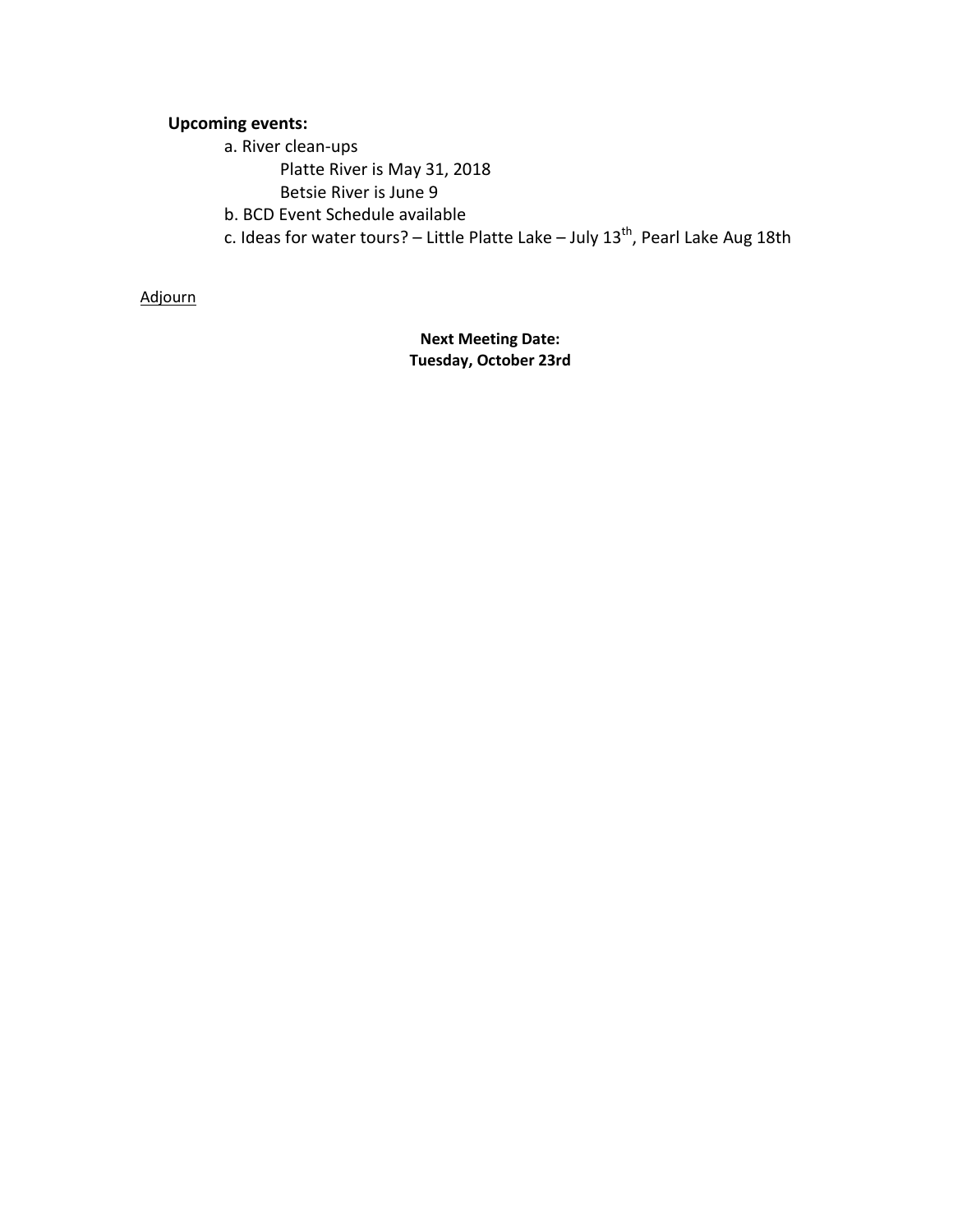**Upcoming events:**

a. River clean-ups

Platte River is May 31, 2018

Betsie River is June 9

b. BCD Event Schedule available

c. Ideas for water tours? – Little Platte Lake – July 13th, Pearl Lake Aug 18th

<u>Adjourn</u>

**Next Meeting Date:**
**Tuesday, October 23rd**